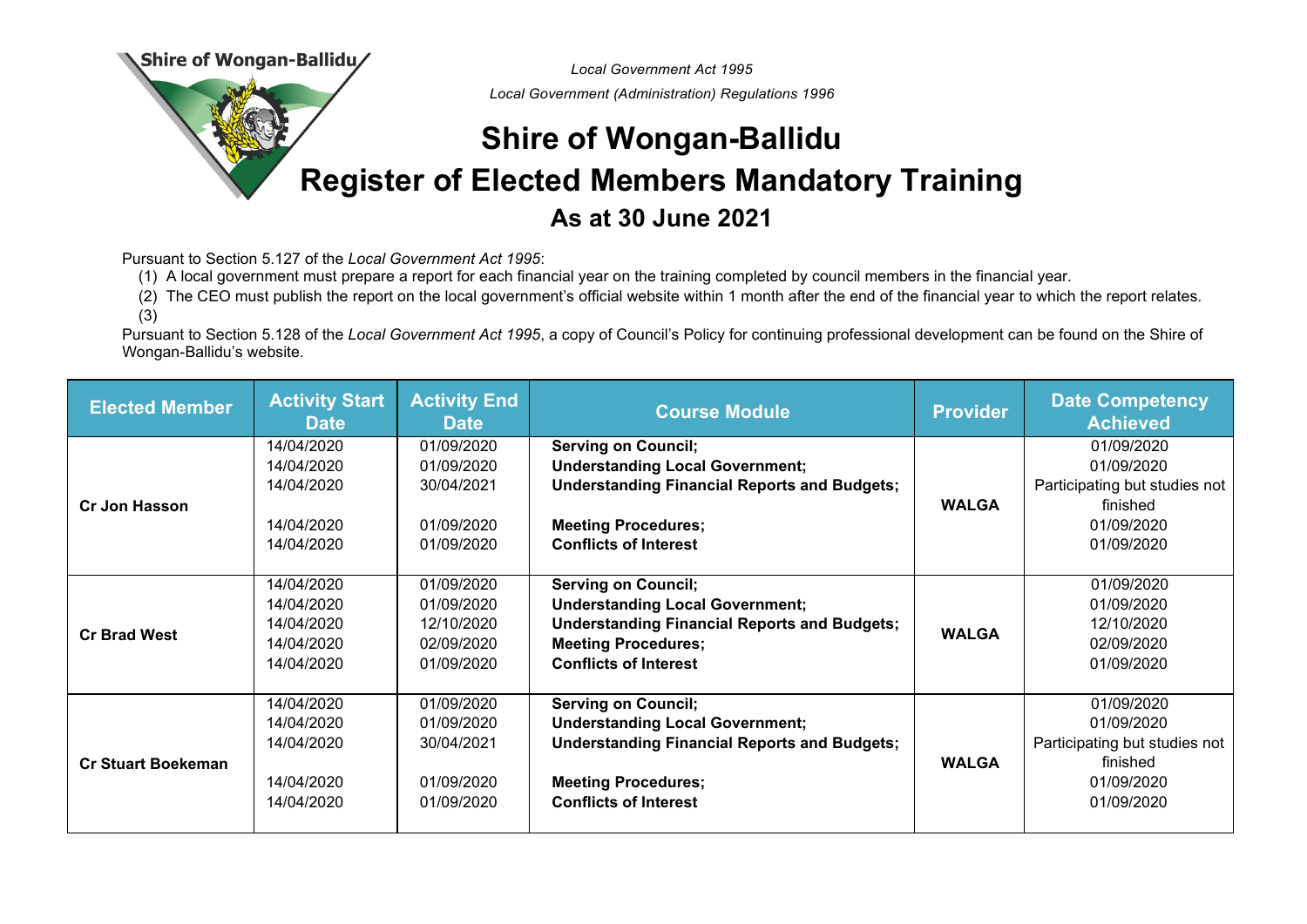Shire of Wongan-Ballidu

*Local Government Act 1995*

*Local Government (Administration) Regulations 1996*

# Shire of Wongan-Ballidu

# Register of Elected Members Mandatory Training

## As at 30 June 2021

Pursuant to Section 5.127 of the *Local Government Act 1995*:

(1) A local government must prepare a report for each financial year on the training completed by council members in the financial year.

(2) The CEO must publish the report on the local government's official website within 1 month after the end of the financial year to which the report relates.

(3)

Pursuant to Section 5.128 of the *Local Government Act 1995*, a copy of Council's Policy for continuing professional development can be found on the Shire of Wongan-Ballidu's website.

| Elected Member | Activity Start Date | Activity End Date | Course Module | Provider | Date Competency Achieved |
|---|---|---|---|---|---|
| **Cr Jon Hasson** | 14/04/2020 | 01/09/2020 | **Serving on Council;** | **WALGA** | 01/09/2020 |
| | 14/04/2020 | 01/09/2020 | **Understanding Local Government;** | | 01/09/2020 |
| | 14/04/2020 | 30/04/2021 | **Understanding Financial Reports and Budgets;** | | Participating but studies not finished |
| | 14/04/2020 | 01/09/2020 | **Meeting Procedures;** | | 01/09/2020 |
| | 14/04/2020 | 01/09/2020 | **Conflicts of Interest** | | 01/09/2020 |
| **Cr Brad West** | 14/04/2020 | 01/09/2020 | **Serving on Council;** | **WALGA** | 01/09/2020 |
| | 14/04/2020 | 01/09/2020 | **Understanding Local Government;** | | 01/09/2020 |
| | 14/04/2020 | 12/10/2020 | **Understanding Financial Reports and Budgets;** | | 12/10/2020 |
| | 14/04/2020 | 02/09/2020 | **Meeting Procedures;** | | 02/09/2020 |
| | 14/04/2020 | 01/09/2020 | **Conflicts of Interest** | | 01/09/2020 |
| **Cr Stuart Boekeman** | 14/04/2020 | 01/09/2020 | **Serving on Council;** | **WALGA** | 01/09/2020 |
| | 14/04/2020 | 01/09/2020 | **Understanding Local Government;** | | 01/09/2020 |
| | 14/04/2020 | 30/04/2021 | **Understanding Financial Reports and Budgets;** | | Participating but studies not finished |
| | 14/04/2020 | 01/09/2020 | **Meeting Procedures;** | | 01/09/2020 |
| | 14/04/2020 | 01/09/2020 | **Conflicts of Interest** | | 01/09/2020 |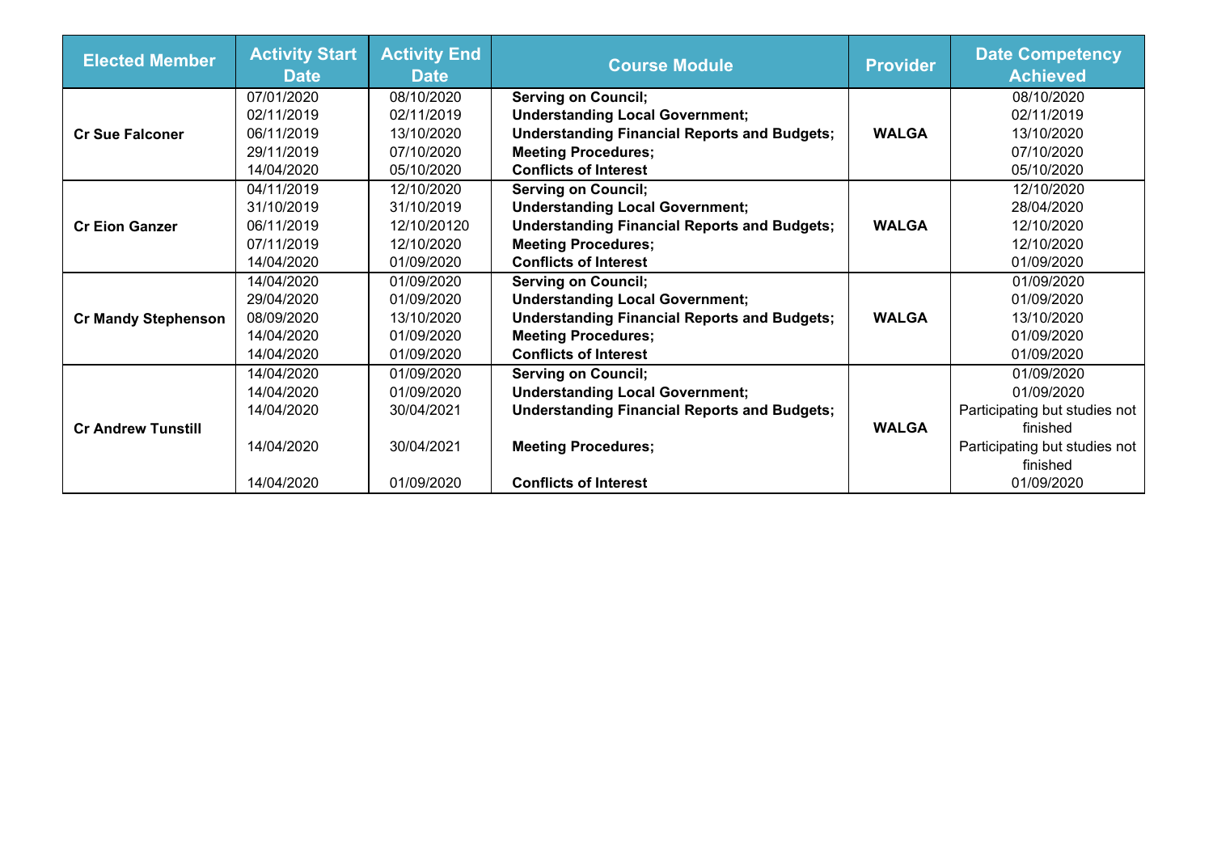| Elected Member | Activity Start Date | Activity End Date | Course Module | Provider | Date Competency Achieved |
|---|---|---|---|---|---|
| **Cr Sue Falconer** | 07/01/2020 | 08/10/2020 | **Serving on Council;** | **WALGA** | 08/10/2020 |
| | 02/11/2019 | 02/11/2019 | **Understanding Local Government;** | | 02/11/2019 |
| | 06/11/2019 | 13/10/2020 | **Understanding Financial Reports and Budgets;** | | 13/10/2020 |
| | 29/11/2019 | 07/10/2020 | **Meeting Procedures;** | | 07/10/2020 |
| | 14/04/2020 | 05/10/2020 | **Conflicts of Interest** | | 05/10/2020 |
| **Cr Eion Ganzer** | 04/11/2019 | 12/10/2020 | **Serving on Council;** | **WALGA** | 12/10/2020 |
| | 31/10/2019 | 31/10/2019 | **Understanding Local Government;** | | 28/04/2020 |
| | 06/11/2019 | 12/10/20120 | **Understanding Financial Reports and Budgets;** | | 12/10/2020 |
| | 07/11/2019 | 12/10/2020 | **Meeting Procedures;** | | 12/10/2020 |
| | 14/04/2020 | 01/09/2020 | **Conflicts of Interest** | | 01/09/2020 |
| **Cr Mandy Stephenson** | 14/04/2020 | 01/09/2020 | **Serving on Council;** | **WALGA** | 01/09/2020 |
| | 29/04/2020 | 01/09/2020 | **Understanding Local Government;** | | 01/09/2020 |
| | 08/09/2020 | 13/10/2020 | **Understanding Financial Reports and Budgets;** | | 13/10/2020 |
| | 14/04/2020 | 01/09/2020 | **Meeting Procedures;** | | 01/09/2020 |
| | 14/04/2020 | 01/09/2020 | **Conflicts of Interest** | | 01/09/2020 |
| **Cr Andrew Tunstill** | 14/04/2020 | 01/09/2020 | **Serving on Council;** | **WALGA** | 01/09/2020 |
| | 14/04/2020 | 01/09/2020 | **Understanding Local Government;** | | 01/09/2020 |
| | 14/04/2020 | 30/04/2021 | **Understanding Financial Reports and Budgets;** | | Participating but studies not finished |
| | 14/04/2020 | 30/04/2021 | **Meeting Procedures;** | | Participating but studies not finished |
| | 14/04/2020 | 01/09/2020 | **Conflicts of Interest** | | 01/09/2020 |